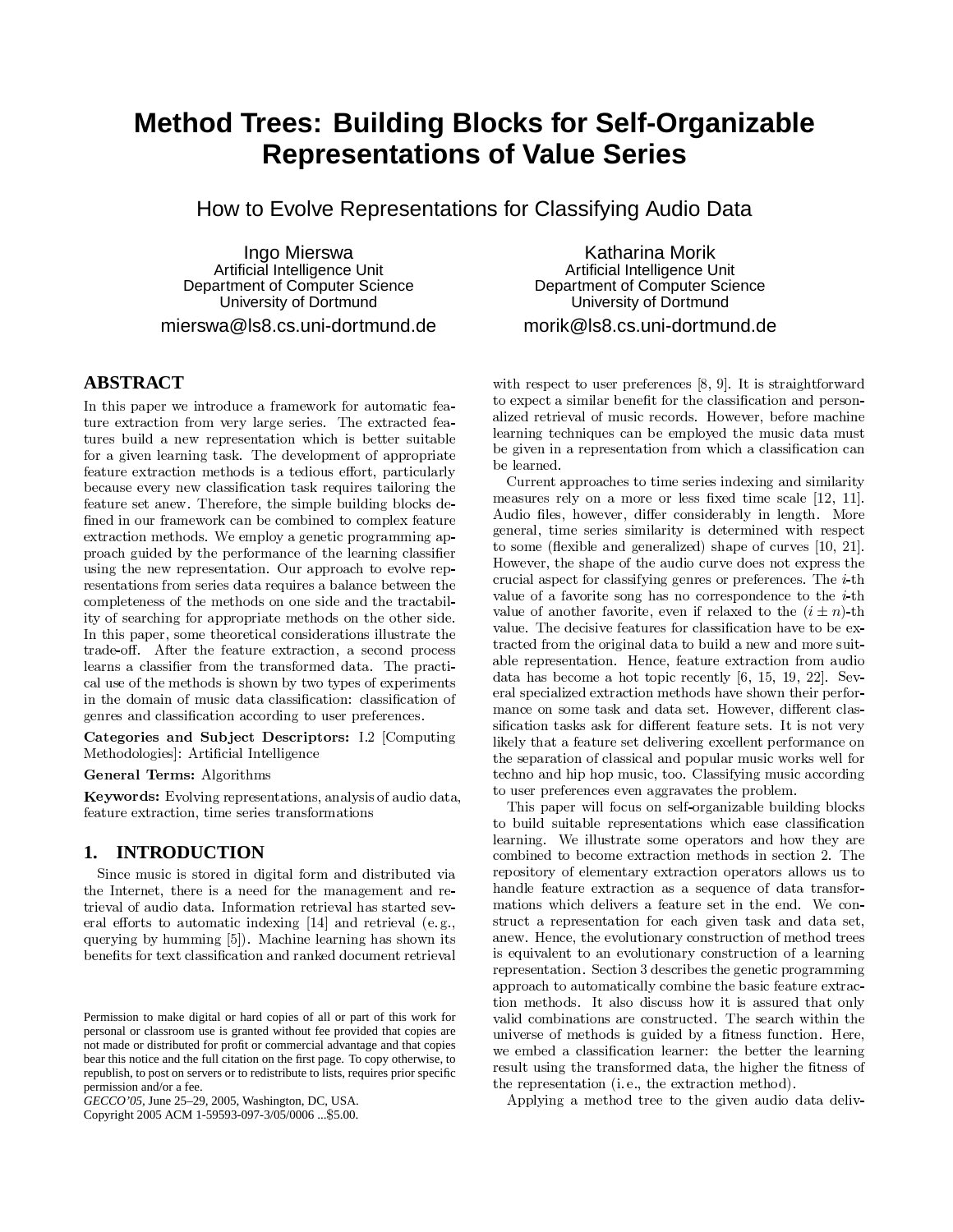# Method Trees: Building Blocks for Self-Organizable Representations of Value Series

## How to Evolve Representations for Classifying Audio Data

Ingo Mierswa
Artificial Intelligence Unit
Department of Computer Science
University of Dortmund
mierswa@ls8.cs.uni-dortmund.de

Katharina Morik
Artificial Intelligence Unit
Department of Computer Science
University of Dortmund
morik@ls8.cs.uni-dortmund.de

## ABSTRACT

In this paper we introduce a framework for automatic feature extraction from very large series. The extracted features build a new representation which is better suitable for a given learning task. The development of appropriate feature extraction methods is a tedious effort, particularly because every new classification task requires tailoring the feature set anew. Therefore, the simple building blocks defined in our framework can be combined to complex feature extraction methods. We employ a genetic programming approach guided by the performance of the learning classifier using the new representation. Our approach to evolve representations from series data requires a balance between the completeness of the methods on one side and the tractability of searching for appropriate methods on the other side. In this paper, some theoretical considerations illustrate the trade-off. After the feature extraction, a second process learns a classifier from the transformed data. The practical use of the methods is shown by two types of experiments in the domain of music data classification: classification of genres and classification according to user preferences.

**Categories and Subject Descriptors:** I.2 [Computing Methodologies]: Artificial Intelligence

**General Terms:** Algorithms

**Keywords:** Evolving representations, analysis of audio data, feature extraction, time series transformations

## 1. INTRODUCTION

Since music is stored in digital form and distributed via the Internet, there is a need for the management and retrieval of audio data. Information retrieval has started several efforts to automatic indexing [14] and retrieval (e.g., querying by humming [5]). Machine learning has shown its benefits for text classification and ranked document retrieval with respect to user preferences [8, 9]. It is straightforward to expect a similar benefit for the classification and personalized retrieval of music records. However, before machine learning techniques can be employed the music data must be given in a representation from which a classification can be learned.

Current approaches to time series indexing and similarity measures rely on a more or less fixed time scale [12, 11]. Audio files, however, differ considerably in length. More general, time series similarity is determined with respect to some (flexible and generalized) shape of curves [10, 21]. However, the shape of the audio curve does not express the crucial aspect for classifying genres or preferences. The $i$-th value of a favorite song has no correspondence to the $i$-th value of another favorite, even if relaxed to the $(i \pm n)$-th value. The decisive features for classification have to be extracted from the original data to build a new and more suitable representation. Hence, feature extraction from audio data has become a hot topic recently [6, 15, 19, 22]. Several specialized extraction methods have shown their performance on some task and data set. However, different classification tasks ask for different feature sets. It is not very likely that a feature set delivering excellent performance on the separation of classical and popular music works well for techno and hip hop music, too. Classifying music according to user preferences even aggravates the problem.

This paper will focus on self-organizable building blocks to build suitable representations which ease classification learning. We illustrate some operators and how they are combined to become extraction methods in section 2. The repository of elementary extraction operators allows us to handle feature extraction as a sequence of data transformations which delivers a feature set in the end. We construct a representation for each given task and data set, anew. Hence, the evolutionary construction of method trees is equivalent to an evolutionary construction of a learning representation. Section 3 describes the genetic programming approach to automatically combine the basic feature extraction methods. It also discuss how it is assured that only valid combinations are constructed. The search within the universe of methods is guided by a fitness function. Here, we embed a classification learner: the better the learning result using the transformed data, the higher the fitness of the representation (i.e., the extraction method).

Applying a method tree to the given audio data deliv-

Permission to make digital or hard copies of all or part of this work for personal or classroom use is granted without fee provided that copies are not made or distributed for profit or commercial advantage and that copies bear this notice and the full citation on the first page. To copy otherwise, to republish, to post on servers or to redistribute to lists, requires prior specific permission and/or a fee.
*GECCO'05*, June 25–29, 2005, Washington, DC, USA.
Copyright 2005 ACM 1-59593-097-3/05/0006 ...$5.00.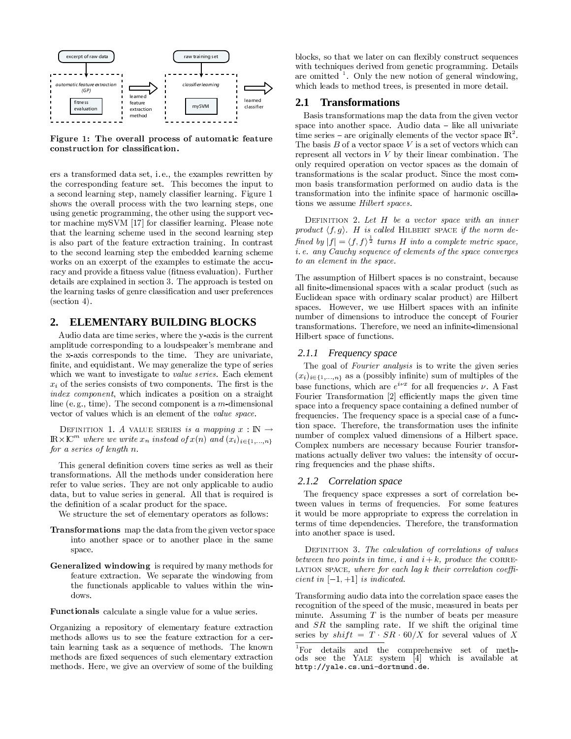Figure 1: The overall process of automatic feature construction for classification.

ers a transformed data set, i. e., the examples rewritten by the corresponding feature set. This becomes the input to a second learning step, namely classifier learning. Figure 1 shows the overall process with the two learning steps, one using genetic programming, the other using the support vector machine mySVM [17] for classifier learning. Please note that the learning scheme used in the second learning step is also part of the feature extraction training. In contrast to the second learning step the embedded learning scheme works on an excerpt of the examples to estimate the accuracy and provide a fitness value (fitness evaluation). Further details are explained in section 3. The approach is tested on the learning tasks of genre classification and user preferences (section 4).

## 2. ELEMENTARY BUILDING BLOCKS

Audio data are time series, where the y-axis is the current amplitude corresponding to a loudspeaker's membrane and the x-axis corresponds to the time. They are univariate, finite, and equidistant. We may generalize the type of series which we want to investigate to *value series*. Each element $x_i$ of the series consists of two components. The first is the *index component*, which indicates a position on a straight line (e. g., time). The second component is a $m$-dimensional vector of values which is an element of the *value space*.

Definition 1. *A* value series *is a mapping $x : \mathbb{N} \rightarrow \mathbb{R} \times \mathbb{C}^m$ where we write $x_n$ instead of $x(n)$ and $(x_i)_{i \in \{1,\ldots,n\}}$ for a series of length $n$.*

This general definition covers time series as well as their transformations. All the methods under consideration here refer to value series. They are not only applicable to audio data, but to value series in general. All that is required is the definition of a scalar product for the space.

We structure the set of elementary operators as follows:

**Transformations** map the data from the given vector space into another space or to another place in the same space.

**Generalized windowing** is required by many methods for feature extraction. We separate the windowing from the functionals applicable to values within the windows.

**Functionals** calculate a single value for a value series.

Organizing a repository of elementary feature extraction methods allows us to see the feature extraction for a certain learning task as a sequence of methods. The known methods are fixed sequences of such elementary extraction methods. Here, we give an overview of some of the building blocks, so that we later on can flexibly construct sequences with techniques derived from genetic programming. Details are omitted [1]. Only the new notion of general windowing, which leads to method trees, is presented in more detail.

### 2.1 Transformations

Basis transformations map the data from the given vector space into another space. Audio data – like all univariate time series – are originally elements of the vector space $\mathbb{R}^2$. The basis $B$ of a vector space $V$ is a set of vectors which can represent all vectors in $V$ by their linear combination. The only required operation on vector spaces as the domain of transformations is the scalar product. Since the most common basis transformation performed on audio data is the transformation into the infinite space of harmonic oscillations we assume *Hilbert spaces*.

Definition 2. *Let $H$ be a vector space with an inner product $\langle f, g \rangle$. $H$ is called* Hilbert space *if the norm defined by $|f| = \langle f, f \rangle^{\frac{1}{2}}$ turns $H$ into a complete metric space, i. e. any Cauchy sequence of elements of the space converges to an element in the space.*

The assumption of Hilbert spaces is no constraint, because all finite-dimensional spaces with a scalar product (such as Euclidean space with ordinary scalar product) are Hilbert spaces. However, we use Hilbert spaces with an infinite number of dimensions to introduce the concept of Fourier transformations. Therefore, we need an infinite-dimensional Hilbert space of functions.

#### 2.1.1 Frequency space

The goal of *Fourier analysis* is to write the given series $(x_i)_{i \in \{1,\ldots,n\}}$ as a (possibly infinite) sum of multiples of the base functions, which are $e^{i\nu x}$ for all frequencies $\nu$. A Fast Fourier Transformation [2] efficiently maps the given time space into a frequency space containing a defined number of frequencies. The frequency space is a special case of a function space. Therefore, the transformation uses the infinite number of complex valued dimensions of a Hilbert space. Complex numbers are necessary because Fourier transformations actually deliver two values: the intensity of occurring frequencies and the phase shifts.

#### 2.1.2 Correlation space

The frequency space expresses a sort of correlation between values in terms of frequencies. For some features it would be more appropriate to express the correlation in terms of time dependencies. Therefore, the transformation into another space is used.

Definition 3. *The calculation of correlations of values between two points in time, $i$ and $i + k$, produce the* correlation space, *where for each lag $k$ their correlation coefficient in $[-1, +1]$ is indicated.*

Transforming audio data into the correlation space eases the recognition of the speed of the music, measured in beats per minute. Assuming $T$ is the number of beats per measure and $SR$ the sampling rate. If we shift the original time series by $shift = T \cdot SR \cdot 60/X$ for several values of $X$

[1] For details and the comprehensive set of methods see the Yale system [4] which is available at `http://yale.cs.uni-dortmund.de`.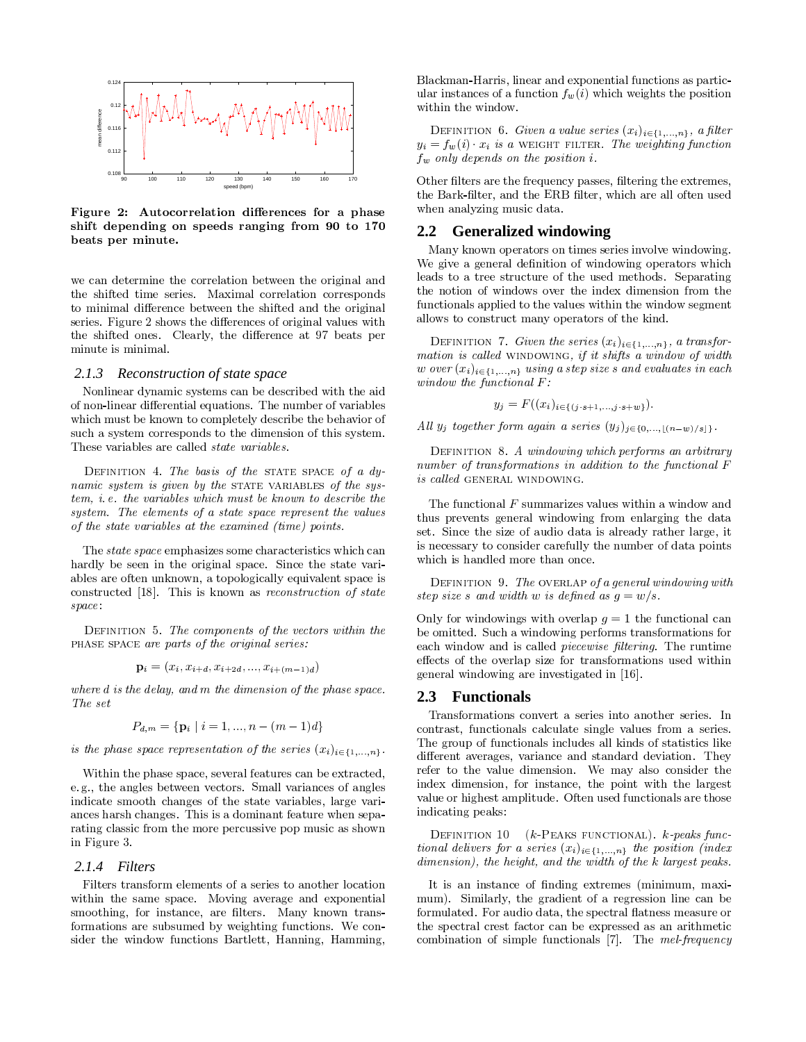**Figure 2: Autocorrelation differences for a phase shift depending on speeds ranging from 90 to 170 beats per minute.**

we can determine the correlation between the original and the shifted time series. Maximal correlation corresponds to minimal difference between the shifted and the original series. Figure 2 shows the differences of original values with the shifted ones. Clearly, the difference at 97 beats per minute is minimal.

### 2.1.3 Reconstruction of state space

Nonlinear dynamic systems can be described with the aid of non-linear differential equations. The number of variables which must be known to completely describe the behavior of such a system corresponds to the dimension of this system. These variables are called *state variables*.

Definition 4. *The basis of the* state space *of a dynamic system is given by the* state variables *of the system, i. e. the variables which must be known to describe the system. The elements of a state space represent the values of the state variables at the examined (time) points.*

The *state space* emphasizes some characteristics which can hardly be seen in the original space. Since the state variables are often unknown, a topologically equivalent space is constructed [18]. This is known as *reconstruction of state space*:

Definition 5. *The components of the vectors within the* phase space *are parts of the original series:*

$$\mathbf{p}_i = (x_i, x_{i+d}, x_{i+2d}, ..., x_{i+(m-1)d})$$

*where $d$ is the delay, and $m$ the dimension of the phase space. The set*

$$P_{d,m} = \{\mathbf{p}_i \mid i = 1, ..., n-(m-1)d\}$$

*is the phase space representation of the series $(x_i)_{i \in \{1,...,n\}}$.*

Within the phase space, several features can be extracted, e. g., the angles between vectors. Small variances of angles indicate smooth changes of the state variables, large variances harsh changes. This is a dominant feature when separating classic from the more percussive pop music as shown in Figure 3.

### 2.1.4 Filters

Filters transform elements of a series to another location within the same space. Moving average and exponential smoothing, for instance, are filters. Many known transformations are subsumed by weighting functions. We consider the window functions Bartlett, Hanning, Hamming, Blackman-Harris, linear and exponential functions as particular instances of a function $f_w(i)$ which weights the position within the window.

Definition 6. *Given a value series $(x_i)_{i \in \{1,...,n\}}$, a filter $y_i = f_w(i) \cdot x_i$ is a* weight filter. *The weighting function $f_w$ only depends on the position $i$.*

Other filters are the frequency passes, filtering the extremes, the Bark-filter, and the ERB filter, which are all often used when analyzing music data.

## 2.2 Generalized windowing

Many known operators on times series involve windowing. We give a general definition of windowing operators which leads to a tree structure of the used methods. Separating the notion of windows over the index dimension from the functionals applied to the values within the window segment allows to construct many operators of the kind.

Definition 7. *Given the series $(x_i)_{i \in \{1,...,n\}}$, a transformation is called* windowing, *if it shifts a window of width $w$ over $(x_i)_{i \in \{1,...,n\}}$ using a step size $s$ and evaluates in each window the functional $F$:*

$$y_j = F((x_i)_{i \in \{(j \cdot s+1,...,j \cdot s+w\}}).$$

*All $y_j$ together form again a series $(y_j)_{j \in \{0,...,\lfloor (n-w)/s \rfloor\}}$.*

Definition 8. *A windowing which performs an arbitrary number of transformations in addition to the functional $F$ is called* general windowing.

The functional $F$ summarizes values within a window and thus prevents general windowing from enlarging the data set. Since the size of audio data is already rather large, it is necessary to consider carefully the number of data points which is handled more than once.

Definition 9. *The* overlap *of a general windowing with step size $s$ and width $w$ is defined as $g = w/s$.*

Only for windowings with overlap $g = 1$ the functional can be omitted. Such a windowing performs transformations for each window and is called *piecewise filtering*. The runtime effects of the overlap size for transformations used within general windowing are investigated in [16].

## 2.3 Functionals

Transformations convert a series into another series. In contrast, functionals calculate single values from a series. The group of functionals includes all kinds of statistics like different averages, variance and standard deviation. They refer to the value dimension. We may also consider the index dimension, for instance, the point with the largest value or highest amplitude. Often used functionals are those indicating peaks:

Definition 10 ($k$-Peaks functional). *$k$-peaks functional delivers for a series $(x_i)_{i \in \{1,...,n\}}$ the position (index dimension), the height, and the width of the $k$ largest peaks.*

It is an instance of finding extremes (minimum, maximum). Similarly, the gradient of a regression line can be formulated. For audio data, the spectral flatness measure or the spectral crest factor can be expressed as an arithmetic combination of simple functionals [7]. The *mel-frequency*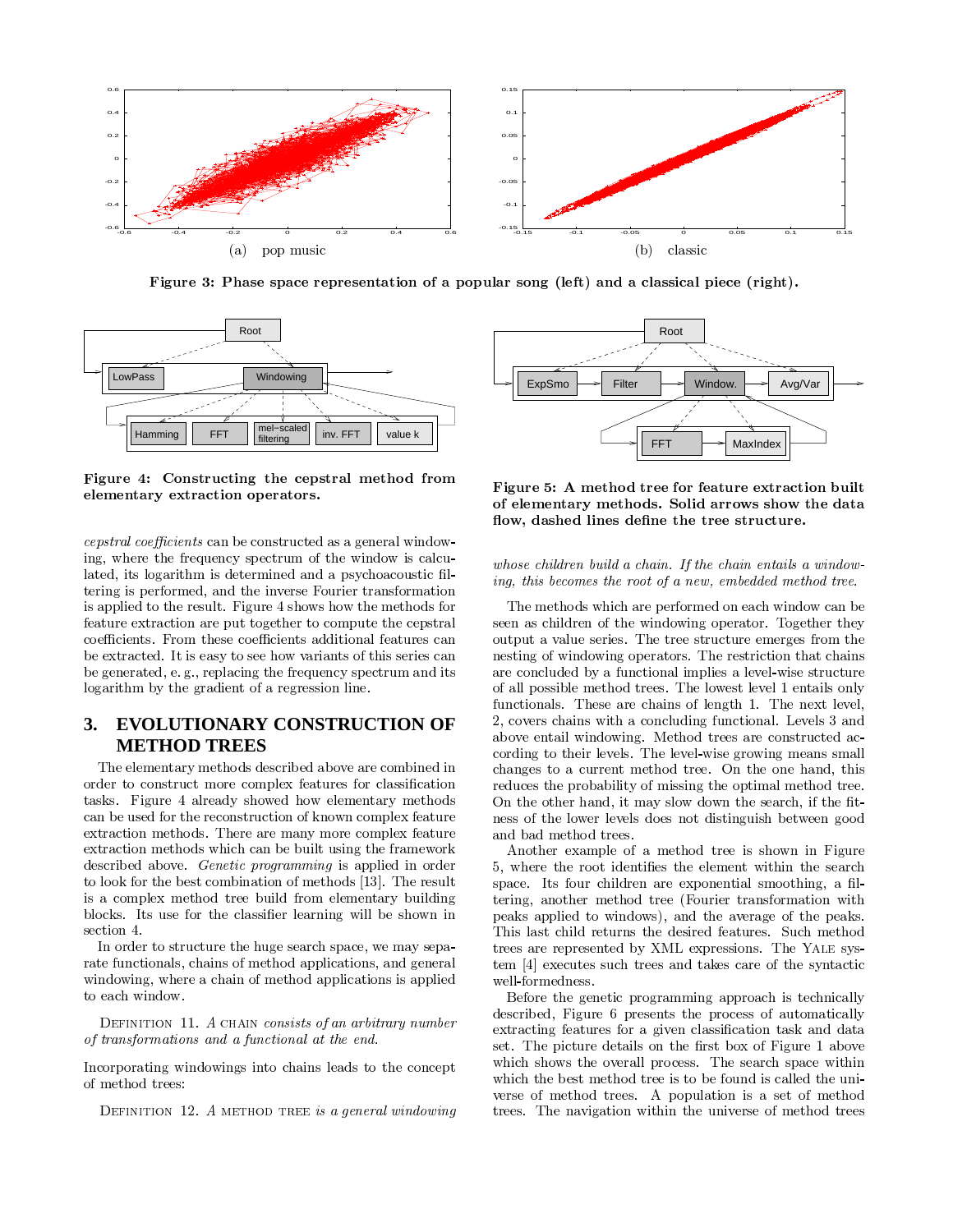(a) pop music (b) classic

**Figure 3: Phase space representation of a popular song (left) and a classical piece (right).**

**Figure 4: Constructing the cepstral method from elementary extraction operators.**

**Figure 5: A method tree for feature extraction built of elementary methods. Solid arrows show the data flow, dashed lines define the tree structure.**

*cepstral coefficients* can be constructed as a general windowing, where the frequency spectrum of the window is calculated, its logarithm is determined and a psychoacoustic filtering is performed, and the inverse Fourier transformation is applied to the result. Figure 4 shows how the methods for feature extraction are put together to compute the cepstral coefficients. From these coefficients additional features can be extracted. It is easy to see how variants of this series can be generated, e. g., replacing the frequency spectrum and its logarithm by the gradient of a regression line.

## 3. EVOLUTIONARY CONSTRUCTION OF METHOD TREES

The elementary methods described above are combined in order to construct more complex features for classification tasks. Figure 4 already showed how elementary methods can be used for the reconstruction of known complex feature extraction methods. There are many more complex feature extraction methods which can be built using the framework described above. *Genetic programming* is applied in order to look for the best combination of methods [13]. The result is a complex method tree build from elementary building blocks. Its use for the classifier learning will be shown in section 4.

In order to structure the huge search space, we may separate functionals, chains of method applications, and general windowing, where a chain of method applications is applied to each window.

Definition 11. *A* chain *consists of an arbitrary number of transformations and a functional at the end.*

Incorporating windowings into chains leads to the concept of method trees:

Definition 12. *A* method tree *is a general windowing whose children build a chain. If the chain entails a windowing, this becomes the root of a new, embedded method tree.*

The methods which are performed on each window can be seen as children of the windowing operator. Together they output a value series. The tree structure emerges from the nesting of windowing operators. The restriction that chains are concluded by a functional implies a level-wise structure of all possible method trees. The lowest level 1 entails only functionals. These are chains of length 1. The next level, 2, covers chains with a concluding functional. Levels 3 and above entail windowing. Method trees are constructed according to their levels. The level-wise growing means small changes to a current method tree. On the one hand, this reduces the probability of missing the optimal method tree. On the other hand, it may slow down the search, if the fitness of the lower levels does not distinguish between good and bad method trees.

Another example of a method tree is shown in Figure 5, where the root identifies the element within the search space. Its four children are exponential smoothing, a filtering, another method tree (Fourier transformation with peaks applied to windows), and the average of the peaks. This last child returns the desired features. Such method trees are represented by XML expressions. The Yale system [4] executes such trees and takes care of the syntactic well-formedness.

Before the genetic programming approach is technically described, Figure 6 presents the process of automatically extracting features for a given classification task and data set. The picture details on the first box of Figure 1 above which shows the overall process. The search space within which the best method tree is to be found is called the universe of method trees. A population is a set of method trees. The navigation within the universe of method trees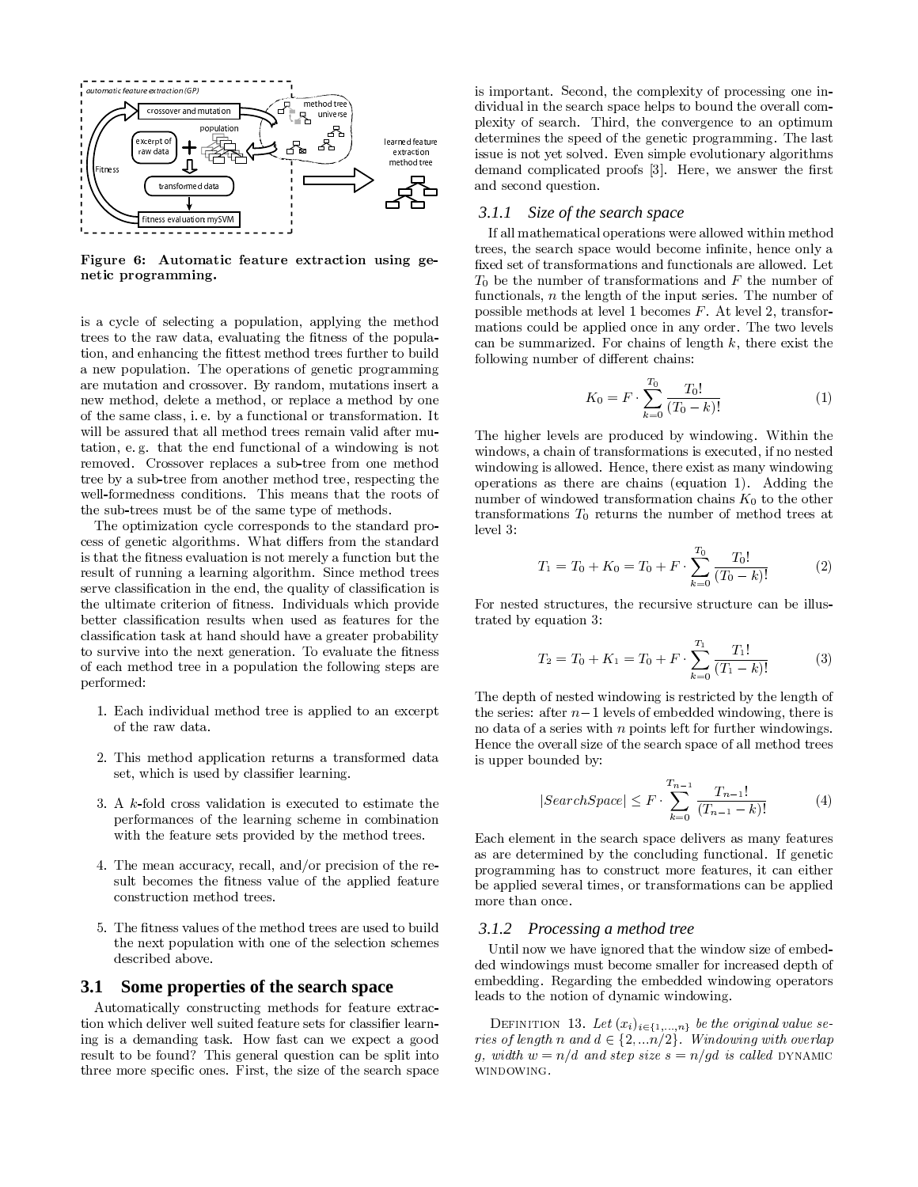Figure 6: Automatic feature extraction using genetic programming.

is a cycle of selecting a population, applying the method trees to the raw data, evaluating the fitness of the population, and enhancing the fittest method trees further to build a new population. The operations of genetic programming are mutation and crossover. By random, mutations insert a new method, delete a method, or replace a method by one of the same class, i. e. by a functional or transformation. It will be assured that all method trees remain valid after mutation, e. g. that the end functional of a windowing is not removed. Crossover replaces a sub-tree from one method tree by a sub-tree from another method tree, respecting the well-formedness conditions. This means that the roots of the sub-trees must be of the same type of methods.

The optimization cycle corresponds to the standard process of genetic algorithms. What differs from the standard is that the fitness evaluation is not merely a function but the result of running a learning algorithm. Since method trees serve classification in the end, the quality of classification is the ultimate criterion of fitness. Individuals which provide better classification results when used as features for the classification task at hand should have a greater probability to survive into the next generation. To evaluate the fitness of each method tree in a population the following steps are performed:

1. Each individual method tree is applied to an excerpt of the raw data.
2. This method application returns a transformed data set, which is used by classifier learning.
3. A $k$-fold cross validation is executed to estimate the performances of the learning scheme in combination with the feature sets provided by the method trees.
4. The mean accuracy, recall, and/or precision of the result becomes the fitness value of the applied feature construction method trees.
5. The fitness values of the method trees are used to build the next population with one of the selection schemes described above.

## 3.1 Some properties of the search space

Automatically constructing methods for feature extraction which deliver well suited feature sets for classifier learning is a demanding task. How fast can we expect a good result to be found? This general question can be split into three more specific ones. First, the size of the search space is important. Second, the complexity of processing one individual in the search space helps to bound the overall complexity of search. Third, the convergence to an optimum determines the speed of the genetic programming. The last issue is not yet solved. Even simple evolutionary algorithms demand complicated proofs [3]. Here, we answer the first and second question.

### 3.1.1 Size of the search space

If all mathematical operations were allowed within method trees, the search space would become infinite, hence only a fixed set of transformations and functionals are allowed. Let $T_0$ be the number of transformations and $F$ the number of functionals, $n$ the length of the input series. The number of possible methods at level 1 becomes $F$. At level 2, transformations could be applied once in any order. The two levels can be summarized. For chains of length $k$, there exist the following number of different chains:

$$K_0 = F \cdot \sum_{k=0}^{T_0} \frac{T_0!}{(T_0 - k)!} \tag{1}$$

The higher levels are produced by windowing. Within the windows, a chain of transformations is executed, if no nested windowing is allowed. Hence, there exist as many windowing operations as there are chains (equation 1). Adding the number of windowed transformation chains $K_0$ to the other transformations $T_0$ returns the number of method trees at level 3:

$$T_1 = T_0 + K_0 = T_0 + F \cdot \sum_{k=0}^{T_0} \frac{T_0!}{(T_0 - k)!} \tag{2}$$

For nested structures, the recursive structure can be illustrated by equation 3:

$$T_2 = T_0 + K_1 = T_0 + F \cdot \sum_{k=0}^{T_1} \frac{T_1!}{(T_1 - k)!} \tag{3}$$

The depth of nested windowing is restricted by the length of the series: after $n-1$ levels of embedded windowing, there is no data of a series with $n$ points left for further windowings. Hence the overall size of the search space of all method trees is upper bounded by:

$$|SearchSpace| \leq F \cdot \sum_{k=0}^{T_{n-1}} \frac{T_{n-1}!}{(T_{n-1} - k)!} \tag{4}$$

Each element in the search space delivers as many features as are determined by the concluding functional. If genetic programming has to construct more features, it can either be applied several times, or transformations can be applied more than once.

### 3.1.2 Processing a method tree

Until now we have ignored that the window size of embedded windowings must become smaller for increased depth of embedding. Regarding the embedded windowing operators leads to the notion of dynamic windowing.

Definition 13. *Let $(x_i)_{i \in \{1,\ldots,n\}}$ be the original value series of length $n$ and $d \in \{2, \ldots n/2\}$. Windowing with overlap $g$, width $w = n/d$ and step size $s = n/gd$ is called* DYNAMIC WINDOWING.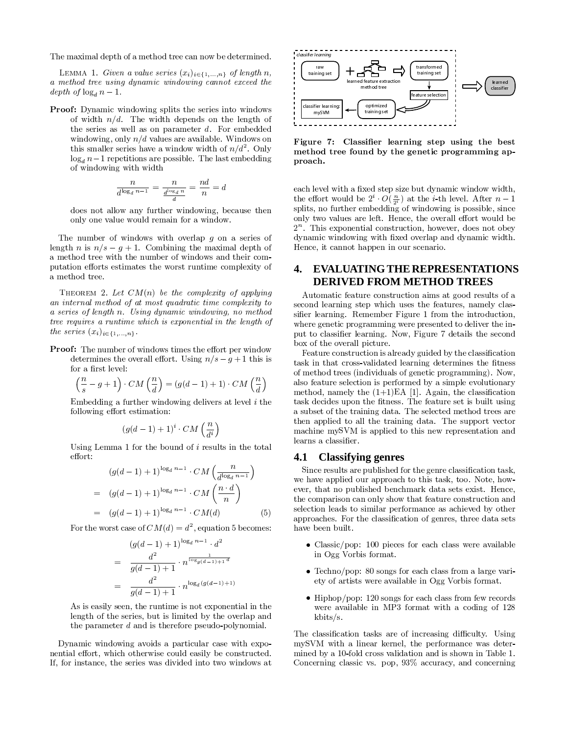The maximal depth of a method tree can now be determined.

Lemma 1. *Given a value series $(x_i)_{i\in\{1,\ldots,n\}}$ of length $n$, a method tree using dynamic windowing cannot exceed the depth of $\log_d n - 1$.*

**Proof:** Dynamic windowing splits the series into windows of width $n/d$. The width depends on the length of the series as well as on parameter $d$. For embedded windowing, only $n/d$ values are available. Windows on this smaller series have a window width of $n/d^2$. Only $\log_d n - 1$ repetitions are possible. The last embedding of windowing with width

$$\frac{n}{d^{\log_d n - 1}} = \frac{n}{\frac{d^{\log_d n}}{d}} = \frac{nd}{n} = d$$

does not allow any further windowing, because then only one value would remain for a window.

The number of windows with overlap $g$ on a series of length $n$ is $n/s - g + 1$. Combining the maximal depth of a method tree with the number of windows and their computation efforts estimates the worst runtime complexity of a method tree.

Theorem 2. *Let $CM(n)$ be the complexity of applying an internal method of at most quadratic time complexity to a series of length $n$. Using dynamic windowing, no method tree requires a runtime which is exponential in the length of the series $(x_i)_{i\in\{1,\ldots,n\}}$.*

**Proof:** The number of windows times the effort per window determines the overall effort. Using $n/s - g + 1$ this is for a first level:

$$\left(\frac{n}{s} - g + 1\right) \cdot CM\left(\frac{n}{d}\right) = (g(d-1)+1) \cdot CM\left(\frac{n}{d}\right)$$

Embedding a further windowing delivers at level $i$ the following effort estimation:

$$(g(d-1)+1)^i \cdot CM\left(\frac{n}{d^i}\right)$$

Using Lemma 1 for the bound of $i$ results in the total effort:

$$\begin{aligned}
& (g(d-1)+1)^{\log_d n - 1} \cdot CM\left(\frac{n}{d^{\log_d n - 1}}\right) \\
= \; & (g(d-1)+1)^{\log_d n - 1} \cdot CM\left(\frac{n \cdot d}{n}\right) \\
= \; & (g(d-1)+1)^{\log_d n - 1} \cdot CM(d) \qquad (5)
\end{aligned}$$

For the worst case of $CM(d) = d^2$, equation 5 becomes:

$$\begin{aligned}
& (g(d-1)+1)^{\log_d n - 1} \cdot d^2 \\
= \; & \frac{d^2}{g(d-1)+1} \cdot n^{\frac{1}{\log_{g(d-1)+1} d}} \\
= \; & \frac{d^2}{g(d-1)+1} \cdot n^{\log_d (g(d-1)+1)}
\end{aligned}$$

As is easily seen, the runtime is not exponential in the length of the series, but is limited by the overlap and the parameter $d$ and is therefore pseudo-polynomial.

Dynamic windowing avoids a particular case with exponential effort, which otherwise could easily be constructed. If, for instance, the series was divided into two windows at each level with a fixed step size but dynamic window width, the effort would be $2^i \cdot O(\frac{n}{2^i})$ at the $i$-th level. After $n-1$ splits, no further embedding of windowing is possible, since only two values are left. Hence, the overall effort would be $2^n$. This exponential construction, however, does not obey dynamic windowing with fixed overlap and dynamic width. Hence, it cannot happen in our scenario.

Figure 7: Classifier learning step using the best method tree found by the genetic programming approach.

## 4. EVALUATING THE REPRESENTATIONS DERIVED FROM METHOD TREES

Automatic feature construction aims at good results of a second learning step which uses the features, namely classifier learning. Remember Figure 1 from the introduction, where genetic programming were presented to deliver the input to classifier learning. Now, Figure 7 details the second box of the overall picture.

Feature construction is already guided by the classification task in that cross-validated learning determines the fitness of method trees (individuals of genetic programming). Now, also feature selection is performed by a simple evolutionary method, namely the (1+1)EA [1]. Again, the classification task decides upon the fitness. The feature set is built using a subset of the training data. The selected method trees are then applied to all the training data. The support vector machine mySVM is applied to this new representation and learns a classifier.

### 4.1 Classifying genres

Since results are published for the genre classification task, we have applied our approach to this task, too. Note, however, that no published benchmark data sets exist. Hence, the comparison can only show that feature construction and selection leads to similar performance as achieved by other approaches. For the classification of genres, three data sets have been built.

- Classic/pop: 100 pieces for each class were available in Ogg Vorbis format.
- Techno/pop: 80 songs for each class from a large variety of artists were available in Ogg Vorbis format.
- Hiphop/pop: 120 songs for each class from few records were available in MP3 format with a coding of 128 kbits/s.

The classification tasks are of increasing difficulty. Using mySVM with a linear kernel, the performance was determined by a 10-fold cross validation and is shown in Table 1. Concerning classic vs. pop, 93% accuracy, and concerning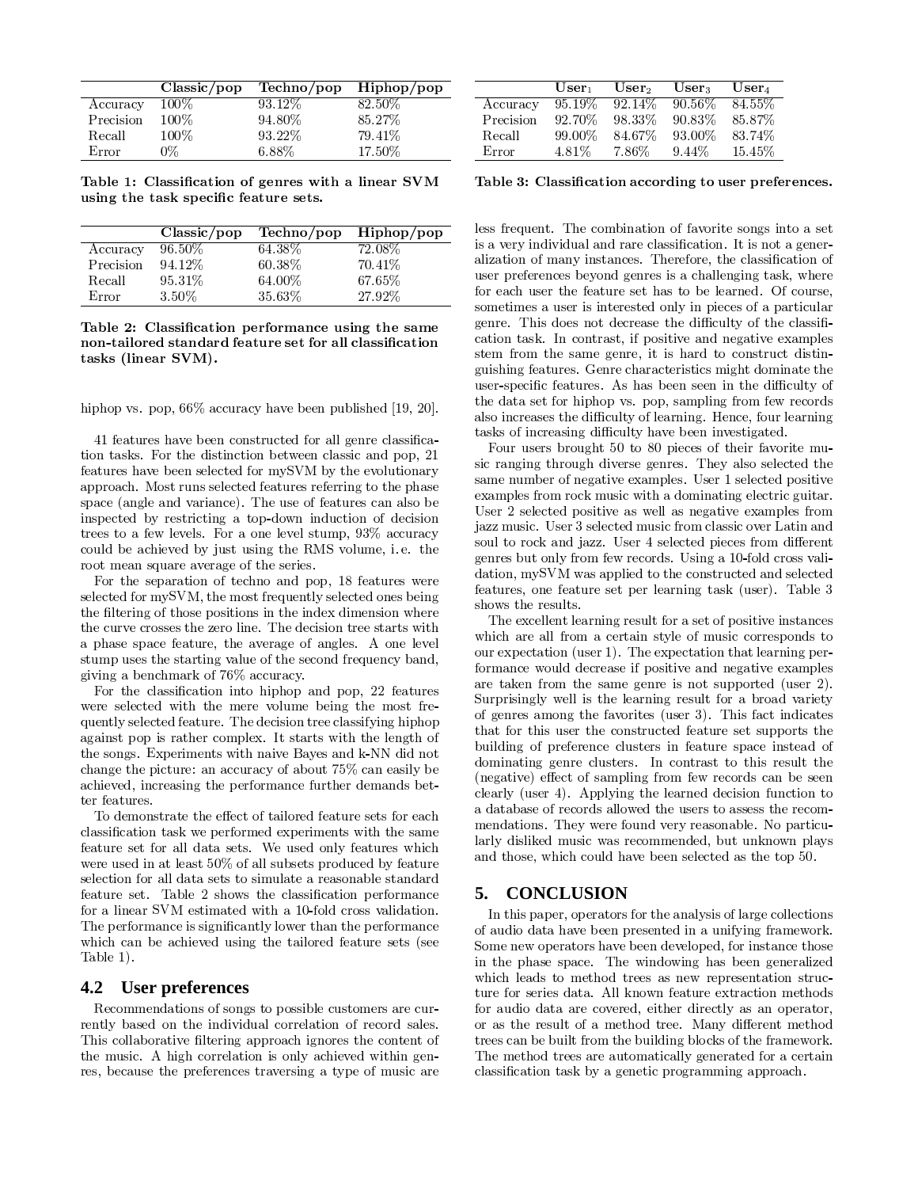| | Classic/pop | Techno/pop | Hiphop/pop |
|---|---|---|---|
| Accuracy | 100% | 93.12% | 82.50% |
| Precision | 100% | 94.80% | 85.27% |
| Recall | 100% | 93.22% | 79.41% |
| Error | 0% | 6.88% | 17.50% |

**Table 1: Classification of genres with a linear SVM using the task specific feature sets.**

| | Classic/pop | Techno/pop | Hiphop/pop |
|---|---|---|---|
| Accuracy | 96.50% | 64.38% | 72.08% |
| Precision | 94.12% | 60.38% | 70.41% |
| Recall | 95.31% | 64.00% | 67.65% |
| Error | 3.50% | 35.63% | 27.92% |

**Table 2: Classification performance using the same non-tailored standard feature set for all classification tasks (linear SVM).**

hiphop vs. pop, 66% accuracy have been published [19, 20].

41 features have been constructed for all genre classification tasks. For the distinction between classic and pop, 21 features have been selected for mySVM by the evolutionary approach. Most runs selected features referring to the phase space (angle and variance). The use of features can also be inspected by restricting a top-down induction of decision trees to a few levels. For a one level stump, 93% accuracy could be achieved by just using the RMS volume, i.e. the root mean square average of the series.

For the separation of techno and pop, 18 features were selected for mySVM, the most frequently selected ones being the filtering of those positions in the index dimension where the curve crosses the zero line. The decision tree starts with a phase space feature, the average of angles. A one level stump uses the starting value of the second frequency band, giving a benchmark of 76% accuracy.

For the classification into hiphop and pop, 22 features were selected with the mere volume being the most frequently selected feature. The decision tree classifying hiphop against pop is rather complex. It starts with the length of the songs. Experiments with naive Bayes and k-NN did not change the picture: an accuracy of about 75% can easily be achieved, increasing the performance further demands better features.

To demonstrate the effect of tailored feature sets for each classification task we performed experiments with the same feature set for all data sets. We used only features which were used in at least 50% of all subsets produced by feature selection for all data sets to simulate a reasonable standard feature set. Table 2 shows the classification performance for a linear SVM estimated with a 10-fold cross validation. The performance is significantly lower than the performance which can be achieved using the tailored feature sets (see Table 1).

## 4.2 User preferences

Recommendations of songs to possible customers are currently based on the individual correlation of record sales. This collaborative filtering approach ignores the content of the music. A high correlation is only achieved within genres, because the preferences traversing a type of music are less frequent. The combination of favorite songs into a set is a very individual and rare classification. It is not a generalization of many instances. Therefore, the classification of user preferences beyond genres is a challenging task, where for each user the feature set has to be learned. Of course, sometimes a user is interested only in pieces of a particular genre. This does not decrease the difficulty of the classification task. In contrast, if positive and negative examples stem from the same genre, it is hard to construct distinguishing features. Genre characteristics might dominate the user-specific features. As has been seen in the difficulty of the data set for hiphop vs. pop, sampling from few records also increases the difficulty of learning. Hence, four learning tasks of increasing difficulty have been investigated.

| | $\text{User}_1$ | $\text{User}_2$ | $\text{User}_3$ | $\text{User}_4$ |
|---|---|---|---|---|
| Accuracy | 95.19% | 92.14% | 90.56% | 84.55% |
| Precision | 92.70% | 98.33% | 90.83% | 85.87% |
| Recall | 99.00% | 84.67% | 93.00% | 83.74% |
| Error | 4.81% | 7.86% | 9.44% | 15.45% |

**Table 3: Classification according to user preferences.**

Four users brought 50 to 80 pieces of their favorite music ranging through diverse genres. They also selected the same number of negative examples. User 1 selected positive examples from rock music with a dominating electric guitar. User 2 selected positive as well as negative examples from jazz music. User 3 selected music from classic over Latin and soul to rock and jazz. User 4 selected pieces from different genres but only from few records. Using a 10-fold cross validation, mySVM was applied to the constructed and selected features, one feature set per learning task (user). Table 3 shows the results.

The excellent learning result for a set of positive instances which are all from a certain style of music corresponds to our expectation (user 1). The expectation that learning performance would decrease if positive and negative examples are taken from the same genre is not supported (user 2). Surprisingly well is the learning result for a broad variety of genres among the favorites (user 3). This fact indicates that for this user the constructed feature set supports the building of preference clusters in feature space instead of dominating genre clusters. In contrast to this result the (negative) effect of sampling from few records can be seen clearly (user 4). Applying the learned decision function to a database of records allowed the users to assess the recommendations. They were found very reasonable. No particularly disliked music was recommended, but unknown plays and those, which could have been selected as the top 50.

## 5. CONCLUSION

In this paper, operators for the analysis of large collections of audio data have been presented in a unifying framework. Some new operators have been developed, for instance those in the phase space. The windowing has been generalized which leads to method trees as new representation structure for series data. All known feature extraction methods for audio data are covered, either directly as an operator, or as the result of a method tree. Many different method trees can be built from the building blocks of the framework. The method trees are automatically generated for a certain classification task by a genetic programming approach.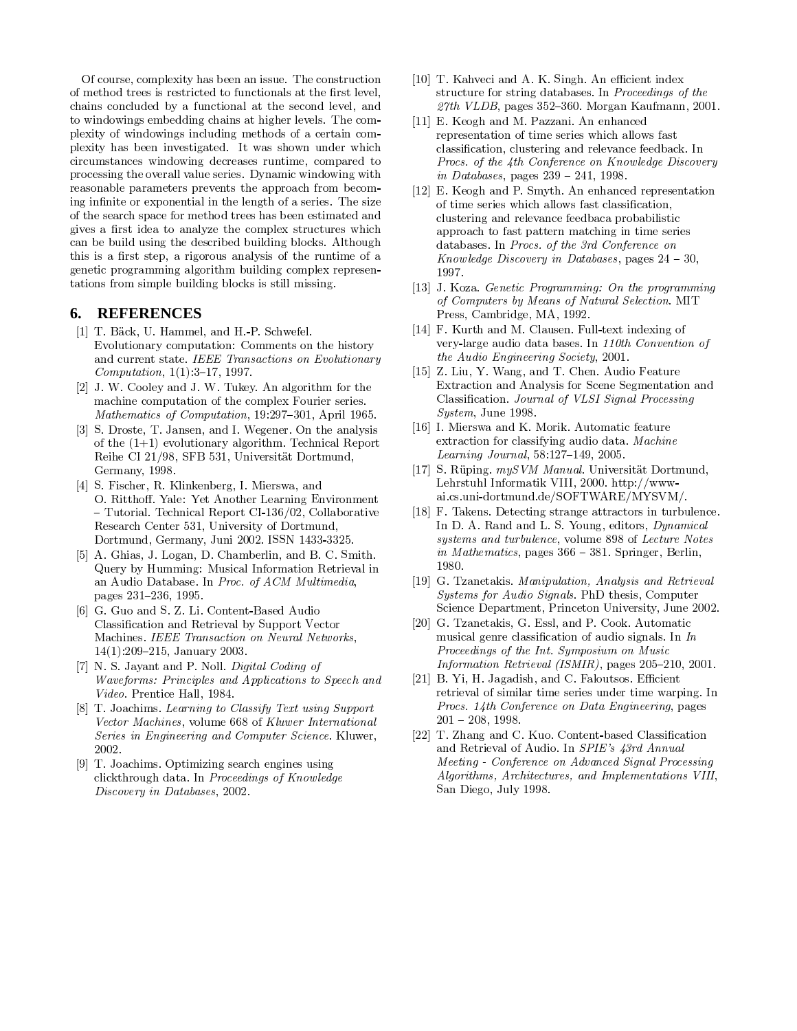Of course, complexity has been an issue. The construction of method trees is restricted to functionals at the first level, chains concluded by a functional at the second level, and to windowings embedding chains at higher levels. The complexity of windowings including methods of a certain complexity has been investigated. It was shown under which circumstances windowing decreases runtime, compared to processing the overall value series. Dynamic windowing with reasonable parameters prevents the approach from becoming infinite or exponential in the length of a series. The size of the search space for method trees has been estimated and gives a first idea to analyze the complex structures which can be build using the described building blocks. Although this is a first step, a rigorous analysis of the runtime of a genetic programming algorithm building complex representations from simple building blocks is still missing.

## 6. REFERENCES

[1] T. Bäck, U. Hammel, and H.-P. Schwefel. Evolutionary computation: Comments on the history and current state. *IEEE Transactions on Evolutionary Computation*, 1(1):3–17, 1997.

[2] J. W. Cooley and J. W. Tukey. An algorithm for the machine computation of the complex Fourier series. *Mathematics of Computation*, 19:297–301, April 1965.

[3] S. Droste, T. Jansen, and I. Wegener. On the analysis of the (1+1) evolutionary algorithm. Technical Report Reihe CI 21/98, SFB 531, Universität Dortmund, Germany, 1998.

[4] S. Fischer, R. Klinkenberg, I. Mierswa, and O. Ritthoff. Yale: Yet Another Learning Environment – Tutorial. Technical Report CI-136/02, Collaborative Research Center 531, University of Dortmund, Dortmund, Germany, Juni 2002. ISSN 1433-3325.

[5] A. Ghias, J. Logan, D. Chamberlin, and B. C. Smith. Query by Humming: Musical Information Retrieval in an Audio Database. In *Proc. of ACM Multimedia*, pages 231–236, 1995.

[6] G. Guo and S. Z. Li. Content-Based Audio Classification and Retrieval by Support Vector Machines. *IEEE Transaction on Neural Networks*, 14(1):209–215, January 2003.

[7] N. S. Jayant and P. Noll. *Digital Coding of Waveforms: Principles and Applications to Speech and Video*. Prentice Hall, 1984.

[8] T. Joachims. *Learning to Classify Text using Support Vector Machines*, volume 668 of *Kluwer International Series in Engineering and Computer Science*. Kluwer, 2002.

[9] T. Joachims. Optimizing search engines using clickthrough data. In *Proceedings of Knowledge Discovery in Databases*, 2002.

[10] T. Kahveci and A. K. Singh. An efficient index structure for string databases. In *Proceedings of the 27th VLDB*, pages 352–360. Morgan Kaufmann, 2001.

[11] E. Keogh and M. Pazzani. An enhanced representation of time series which allows fast classification, clustering and relevance feedback. In *Procs. of the 4th Conference on Knowledge Discovery in Databases*, pages 239 – 241, 1998.

[12] E. Keogh and P. Smyth. An enhanced representation of time series which allows fast classification, clustering and relevance feedbaca probabilistic approach to fast pattern matching in time series databases. In *Procs. of the 3rd Conference on Knowledge Discovery in Databases*, pages 24 – 30, 1997.

[13] J. Koza. *Genetic Programming: On the programming of Computers by Means of Natural Selection*. MIT Press, Cambridge, MA, 1992.

[14] F. Kurth and M. Clausen. Full-text indexing of very-large audio data bases. In *110th Convention of the Audio Engineering Society*, 2001.

[15] Z. Liu, Y. Wang, and T. Chen. Audio Feature Extraction and Analysis for Scene Segmentation and Classification. *Journal of VLSI Signal Processing System*, June 1998.

[16] I. Mierswa and K. Morik. Automatic feature extraction for classifying audio data. *Machine Learning Journal*, 58:127–149, 2005.

[17] S. Rüping. *mySVM Manual*. Universität Dortmund, Lehrstuhl Informatik VIII, 2000. http://www-ai.cs.uni-dortmund.de/SOFTWARE/MYSVM/.

[18] F. Takens. Detecting strange attractors in turbulence. In D. A. Rand and L. S. Young, editors, *Dynamical systems and turbulence*, volume 898 of *Lecture Notes in Mathematics*, pages 366 – 381. Springer, Berlin, 1980.

[19] G. Tzanetakis. *Manipulation, Analysis and Retrieval Systems for Audio Signals*. PhD thesis, Computer Science Department, Princeton University, June 2002.

[20] G. Tzanetakis, G. Essl, and P. Cook. Automatic musical genre classification of audio signals. In *In Proceedings of the Int. Symposium on Music Information Retrieval (ISMIR)*, pages 205–210, 2001.

[21] B. Yi, H. Jagadish, and C. Faloutsos. Efficient retrieval of similar time series under time warping. In *Procs. 14th Conference on Data Engineering*, pages 201 – 208, 1998.

[22] T. Zhang and C. Kuo. Content-based Classification and Retrieval of Audio. In *SPIE's 43rd Annual Meeting - Conference on Advanced Signal Processing Algorithms, Architectures, and Implementations VIII*, San Diego, July 1998.